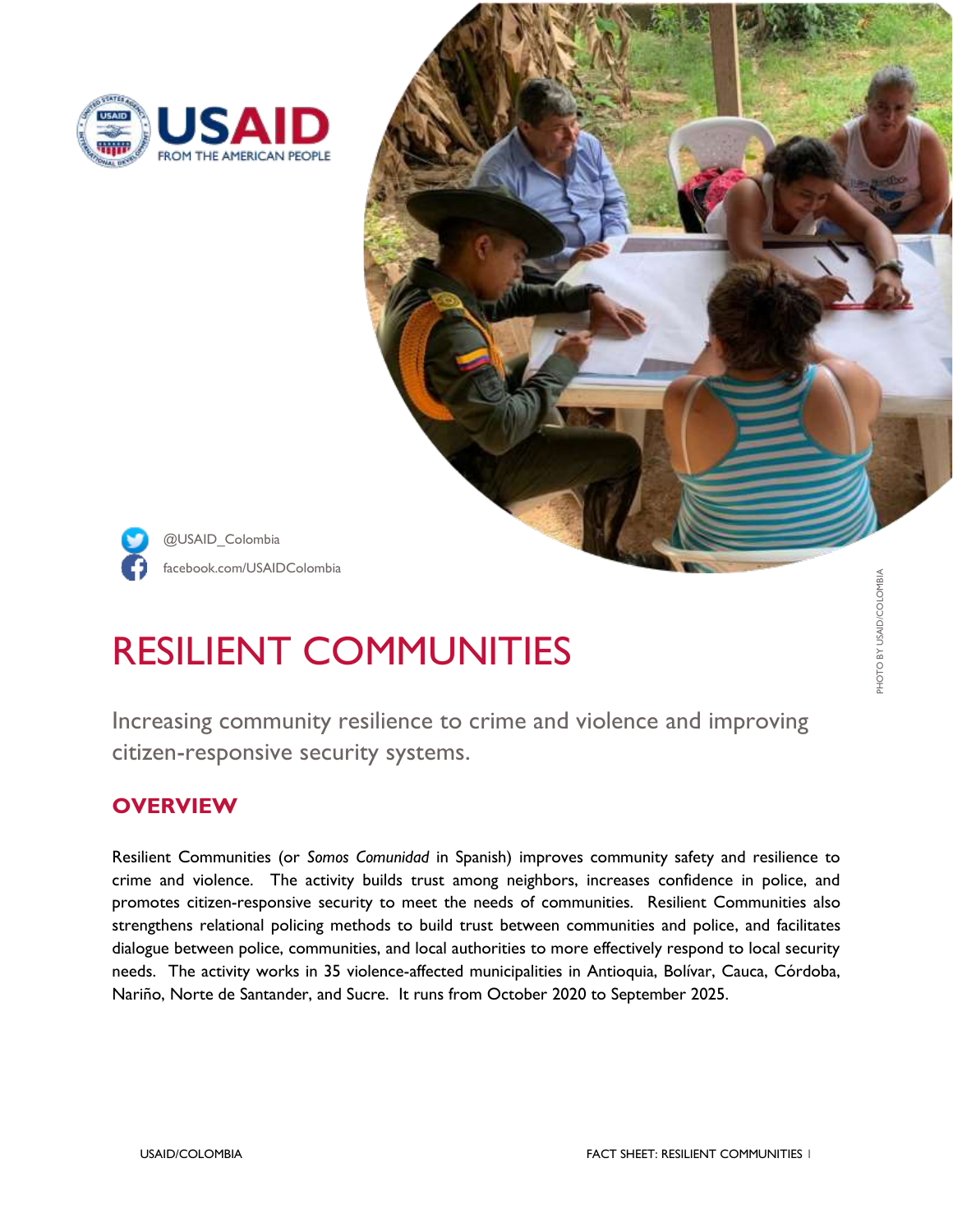USAID FROM THE AMERICAN PEOPLE

@USAID_Colombia

facebook.com/USAIDColombia

PHOTO BY USAID/COLOMBIA

# RESILIENT COMMUNITIES

Increasing community resilience to crime and violence and improving citizen-responsive security systems.

## OVERVIEW

Resilient Communities (or *Somos Comunidad* in Spanish) improves community safety and resilience to crime and violence. The activity builds trust among neighbors, increases confidence in police, and promotes citizen-responsive security to meet the needs of communities. Resilient Communities also strengthens relational policing methods to build trust between communities and police, and facilitates dialogue between police, communities, and local authorities to more effectively respond to local security needs. The activity works in 35 violence-affected municipalities in Antioquia, Bolívar, Cauca, Córdoba, Nariño, Norte de Santander, and Sucre. It runs from October 2020 to September 2025.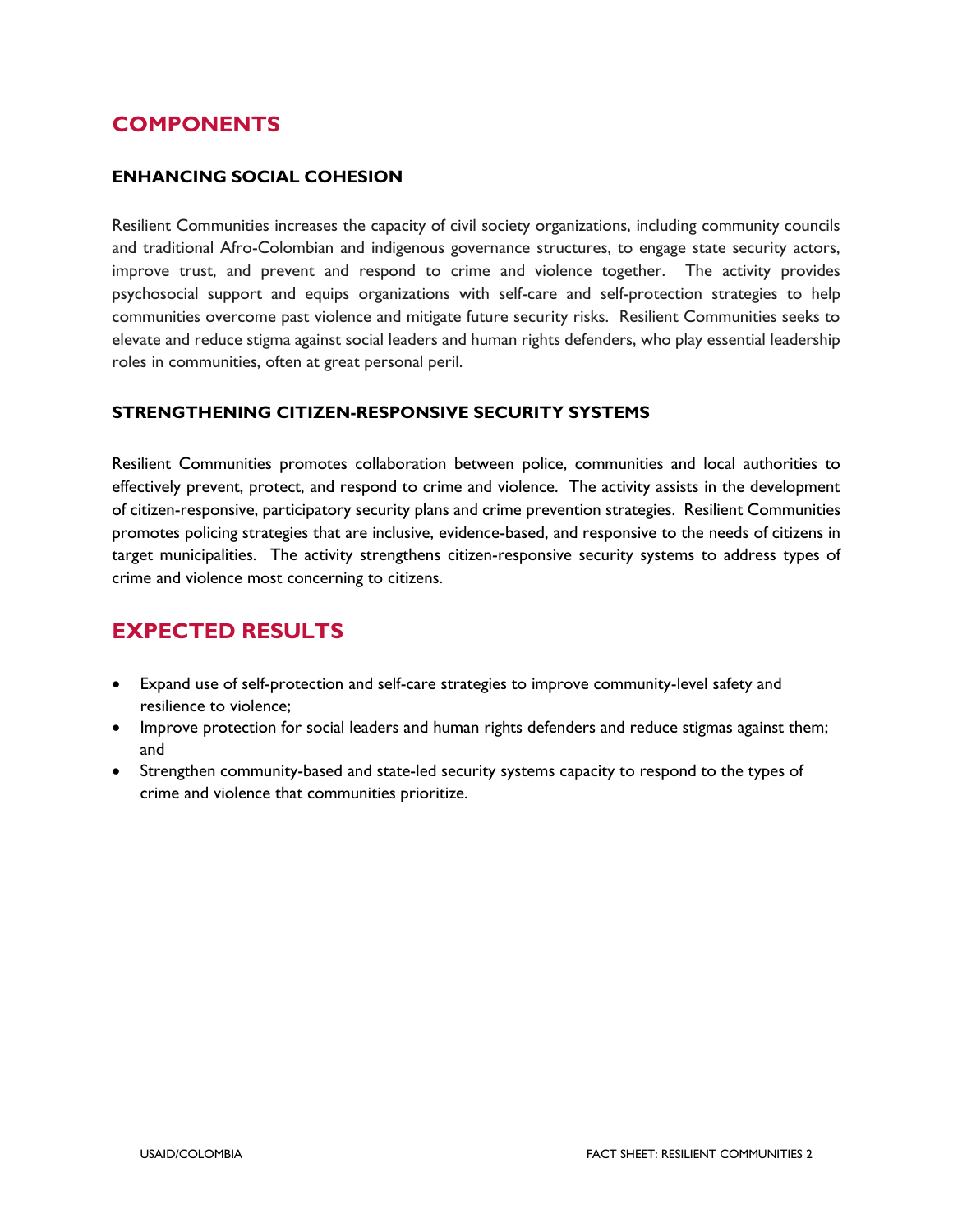## COMPONENTS

### ENHANCING SOCIAL COHESION

Resilient Communities increases the capacity of civil society organizations, including community councils and traditional Afro-Colombian and indigenous governance structures, to engage state security actors, improve trust, and prevent and respond to crime and violence together. The activity provides psychosocial support and equips organizations with self-care and self-protection strategies to help communities overcome past violence and mitigate future security risks. Resilient Communities seeks to elevate and reduce stigma against social leaders and human rights defenders, who play essential leadership roles in communities, often at great personal peril.

### STRENGTHENING CITIZEN-RESPONSIVE SECURITY SYSTEMS

Resilient Communities promotes collaboration between police, communities and local authorities to effectively prevent, protect, and respond to crime and violence. The activity assists in the development of citizen-responsive, participatory security plans and crime prevention strategies. Resilient Communities promotes policing strategies that are inclusive, evidence-based, and responsive to the needs of citizens in target municipalities. The activity strengthens citizen-responsive security systems to address types of crime and violence most concerning to citizens.

## EXPECTED RESULTS

- Expand use of self-protection and self-care strategies to improve community-level safety and resilience to violence;
- Improve protection for social leaders and human rights defenders and reduce stigmas against them; and
- Strengthen community-based and state-led security systems capacity to respond to the types of crime and violence that communities prioritize.